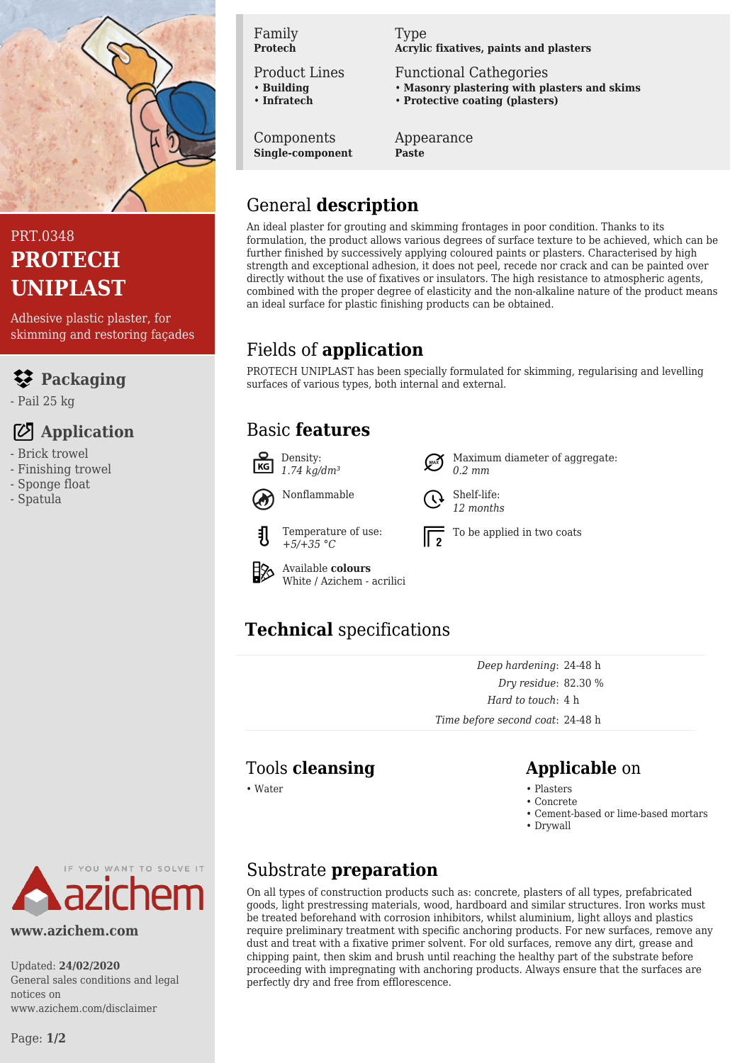PRT.0348

# PROTECH UNIPLAST

Adhesive plastic plaster, for skimming and restoring façades

## Packaging

- Pail 25 kg

## Application

- Brick trowel
- Finishing trowel
- Sponge float
- Spatula

www.azichem.com

Updated: **24/02/2020**
General sales conditions and legal notices on www.azichem.com/disclaimer

| | |
|---|---|
| Family<br>**Protech** | Type<br>**Acrylic fixatives, paints and plasters** |
| Product Lines<br>• **Building**<br>• **Infratech** | Functional Cathegories<br>• **Masonry plastering with plasters and skims**<br>• **Protective coating (plasters)** |
| Components<br>**Single-component** | Appearance<br>**Paste** |

## General **description**

An ideal plaster for grouting and skimming frontages in poor condition. Thanks to its formulation, the product allows various degrees of surface texture to be achieved, which can be further finished by successively applying coloured paints or plasters. Characterised by high strength and exceptional adhesion, it does not peel, recede nor crack and can be painted over directly without the use of fixatives or insulators. The high resistance to atmospheric agents, combined with the proper degree of elasticity and the non-alkaline nature of the product means an ideal surface for plastic finishing products can be obtained.

## Fields of **application**

PROTECH UNIPLAST has been specially formulated for skimming, regularising and levelling surfaces of various types, both internal and external.

## Basic **features**

- Density: *1.74 kg/dm³*
- Nonflammable
- Temperature of use: *+5/+35 °C*
- Available **colours**: White / Azichem - acrilici
- Maximum diameter of aggregate: *0.2 mm*
- Shelf-life: *12 months*
- To be applied in two coats

## **Technical** specifications

| | |
|---|---|
| *Deep hardening* | 24-48 h |
| *Dry residue* | 82.30 % |
| *Hard to touch* | 4 h |
| *Time before second coat* | 24-48 h |

## Tools **cleansing**

- Water

## **Applicable** on

- Plasters
- Concrete
- Cement-based or lime-based mortars
- Drywall

## Substrate **preparation**

On all types of construction products such as: concrete, plasters of all types, prefabricated goods, light prestressing materials, wood, hardboard and similar structures. Iron works must be treated beforehand with corrosion inhibitors, whilst aluminium, light alloys and plastics require preliminary treatment with specific anchoring products. For new surfaces, remove any dust and treat with a fixative primer solvent. For old surfaces, remove any dirt, grease and chipping paint, then skim and brush until reaching the healthy part of the substrate before proceeding with impregnating with anchoring products. Always ensure that the surfaces are perfectly dry and free from efflorescence.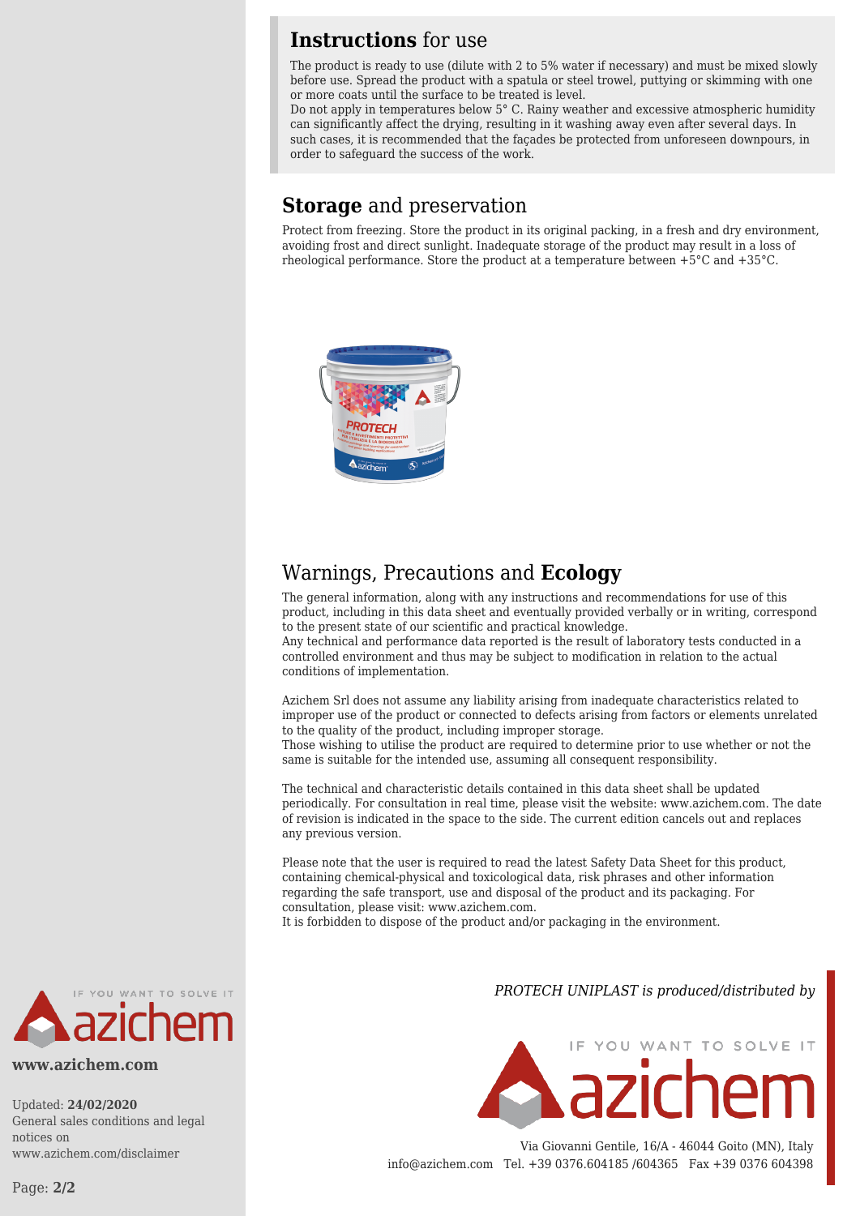## **Instructions** for use

The product is ready to use (dilute with 2 to 5% water if necessary) and must be mixed slowly before use. Spread the product with a spatula or steel trowel, puttying or skimming with one or more coats until the surface to be treated is level.
Do not apply in temperatures below 5° C. Rainy weather and excessive atmospheric humidity can significantly affect the drying, resulting in it washing away even after several days. In such cases, it is recommended that the façades be protected from unforeseen downpours, in order to safeguard the success of the work.

## **Storage** and preservation

Protect from freezing. Store the product in its original packing, in a fresh and dry environment, avoiding frost and direct sunlight. Inadequate storage of the product may result in a loss of rheological performance. Store the product at a temperature between +5°C and +35°C.

## Warnings, Precautions and **Ecology**

The general information, along with any instructions and recommendations for use of this product, including in this data sheet and eventually provided verbally or in writing, correspond to the present state of our scientific and practical knowledge.
Any technical and performance data reported is the result of laboratory tests conducted in a controlled environment and thus may be subject to modification in relation to the actual conditions of implementation.

Azichem Srl does not assume any liability arising from inadequate characteristics related to improper use of the product or connected to defects arising from factors or elements unrelated to the quality of the product, including improper storage.
Those wishing to utilise the product are required to determine prior to use whether or not the same is suitable for the intended use, assuming all consequent responsibility.

The technical and characteristic details contained in this data sheet shall be updated periodically. For consultation in real time, please visit the website: www.azichem.com. The date of revision is indicated in the space to the side. The current edition cancels out and replaces any previous version.

Please note that the user is required to read the latest Safety Data Sheet for this product, containing chemical-physical and toxicological data, risk phrases and other information regarding the safe transport, use and disposal of the product and its packaging. For consultation, please visit: www.azichem.com.
It is forbidden to dispose of the product and/or packaging in the environment.

*PROTECH UNIPLAST is produced/distributed by*

IF YOU WANT TO SOLVE IT
azichem

Via Giovanni Gentile, 16/A - 46044 Goito (MN), Italy
info@azichem.com Tel. +39 0376.604185 /604365 Fax +39 0376 604398

IF YOU WANT TO SOLVE IT
azichem

**www.azichem.com**

Updated: **24/02/2020**
General sales conditions and legal notices on www.azichem.com/disclaimer